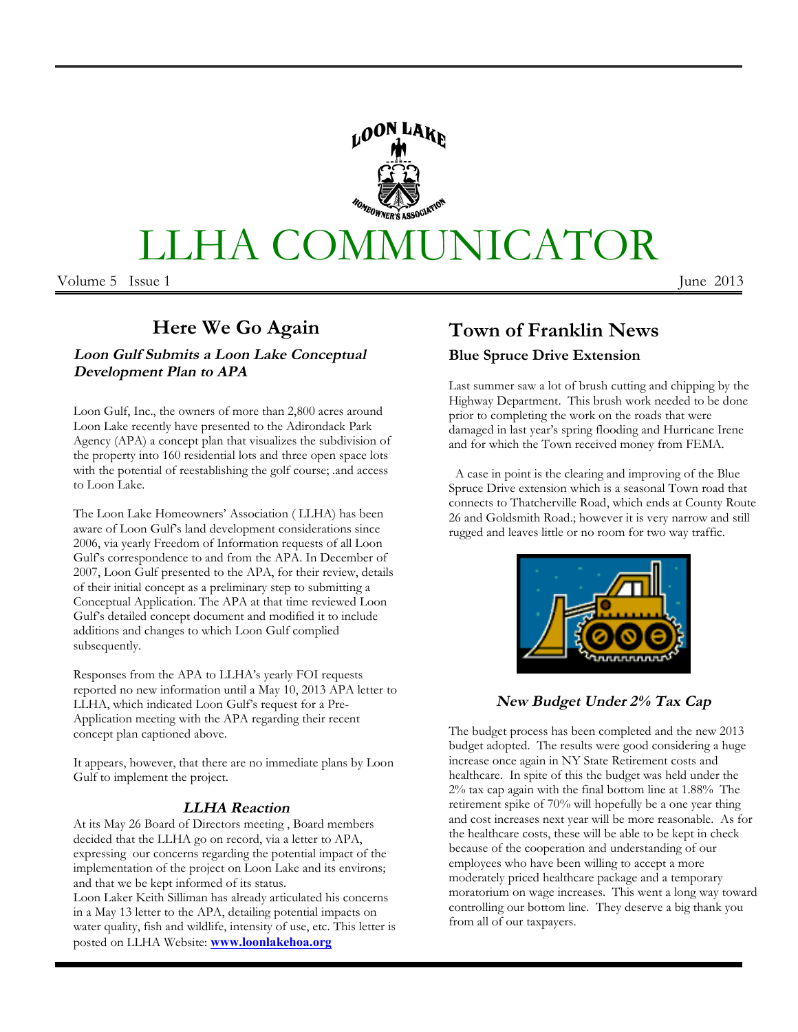# LLHA COMMUNICATOR

Volume 5 Issue 1 June 2013

## Here We Go Again

### *Loon Gulf Submits a Loon Lake Conceptual Development Plan to APA*

Loon Gulf, Inc., the owners of more than 2,800 acres around Loon Lake recently have presented to the Adirondack Park Agency (APA) a concept plan that visualizes the subdivision of the property into 160 residential lots and three open space lots with the potential of reestablishing the golf course; .and access to Loon Lake.

The Loon Lake Homeowners' Association ( LLHA) has been aware of Loon Gulf's land development considerations since 2006, via yearly Freedom of Information requests of all Loon Gulf's correspondence to and from the APA. In December of 2007, Loon Gulf presented to the APA, for their review, details of their initial concept as a preliminary step to submitting a Conceptual Application. The APA at that time reviewed Loon Gulf's detailed concept document and modified it to include additions and changes to which Loon Gulf complied subsequently.

Responses from the APA to LLHA's yearly FOI requests reported no new information until a May 10, 2013 APA letter to LLHA, which indicated Loon Gulf's request for a Pre-Application meeting with the APA regarding their recent concept plan captioned above.

It appears, however, that there are no immediate plans by Loon Gulf to implement the project.

### *LLHA Reaction*

At its May 26 Board of Directors meeting , Board members decided that the LLHA go on record, via a letter to APA, expressing our concerns regarding the potential impact of the implementation of the project on Loon Lake and its environs; and that we be kept informed of its status.

Loon Laker Keith Silliman has already articulated his concerns in a May 13 letter to the APA, detailing potential impacts on water quality, fish and wildlife, intensity of use, etc. This letter is posted on LLHA Website: **www.loonlakehoa.org**

## Town of Franklin News

### Blue Spruce Drive Extension

Last summer saw a lot of brush cutting and chipping by the Highway Department. This brush work needed to be done prior to completing the work on the roads that were damaged in last year's spring flooding and Hurricane Irene and for which the Town received money from FEMA.

A case in point is the clearing and improving of the Blue Spruce Drive extension which is a seasonal Town road that connects to Thatcherville Road, which ends at County Route 26 and Goldsmith Road.; however it is very narrow and still rugged and leaves little or no room for two way traffic.

### *New Budget Under 2% Tax Cap*

The budget process has been completed and the new 2013 budget adopted. The results were good considering a huge increase once again in NY State Retirement costs and healthcare. In spite of this the budget was held under the 2% tax cap again with the final bottom line at 1.88% The retirement spike of 70% will hopefully be a one year thing and cost increases next year will be more reasonable. As for the healthcare costs, these will be able to be kept in check because of the cooperation and understanding of our employees who have been willing to accept a more moderately priced healthcare package and a temporary moratorium on wage increases. This went a long way toward controlling our bottom line. They deserve a big thank you from all of our taxpayers.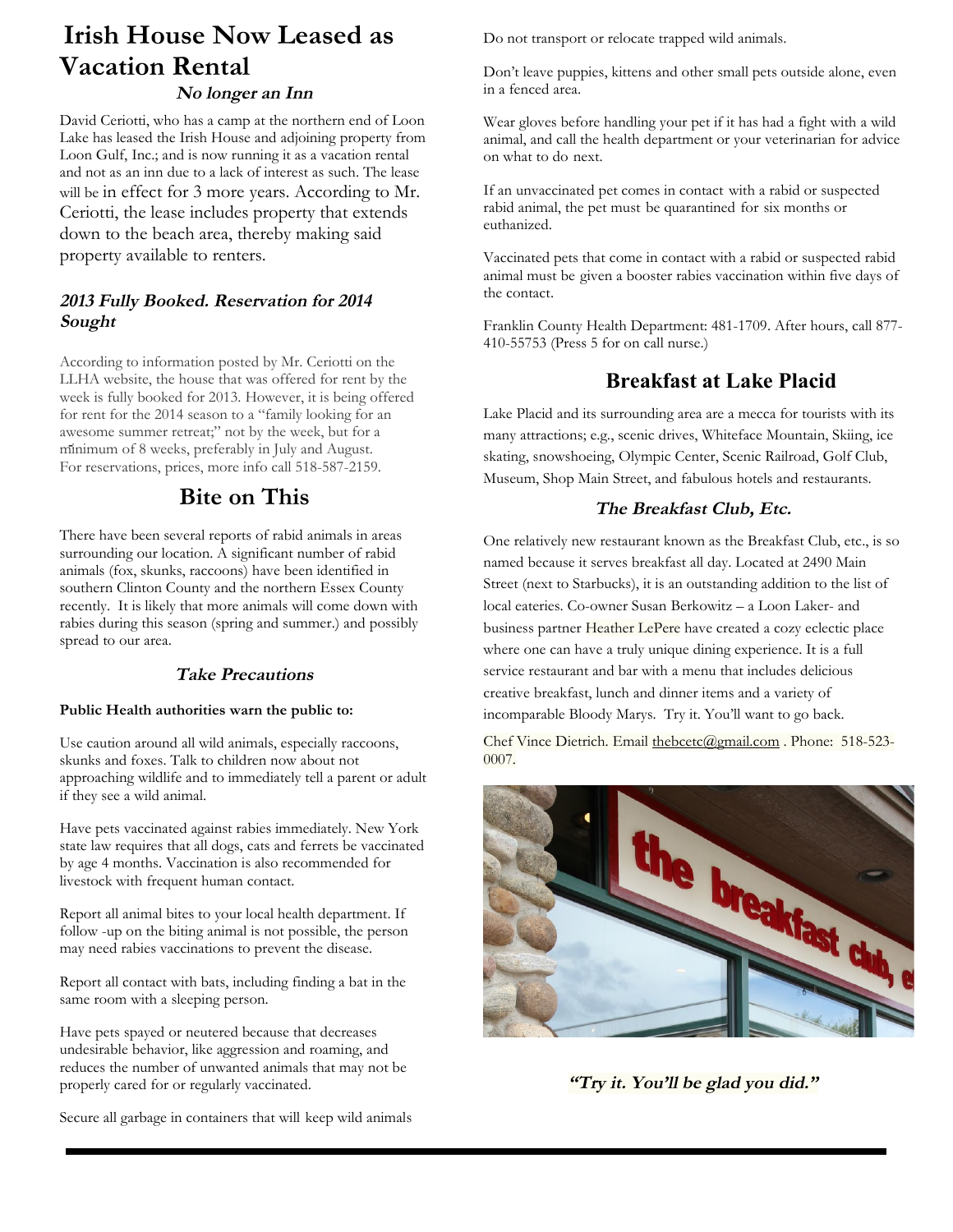# Irish House Now Leased as Vacation Rental

### *No longer an Inn*

David Ceriotti, who has a camp at the northern end of Loon Lake has leased the Irish House and adjoining property from Loon Gulf, Inc.; and is now running it as a vacation rental and not as an inn due to a lack of interest as such. The lease will be in effect for 3 more years. According to Mr. Ceriotti, the lease includes property that extends down to the beach area, thereby making said property available to renters.

### *2013 Fully Booked. Reservation for 2014 Sought*

According to information posted by Mr. Ceriotti on the LLHA website, the house that was offered for rent by the week is fully booked for 2013. However, it is being offered for rent for the 2014 season to a "family looking for an awesome summer retreat;" not by the week, but for a minimum of 8 weeks, preferably in July and August. For reservations, prices, more info call 518-587-2159.

## Bite on This

There have been several reports of rabid animals in areas surrounding our location. A significant number of rabid animals (fox, skunks, raccoons) have been identified in southern Clinton County and the northern Essex County recently. It is likely that more animals will come down with rabies during this season (spring and summer.) and possibly spread to our area.

### *Take Precautions*

**Public Health authorities warn the public to:**

Use caution around all wild animals, especially raccoons, skunks and foxes. Talk to children now about not approaching wildlife and to immediately tell a parent or adult if they see a wild animal.

Have pets vaccinated against rabies immediately. New York state law requires that all dogs, cats and ferrets be vaccinated by age 4 months. Vaccination is also recommended for livestock with frequent human contact.

Report all animal bites to your local health department. If follow -up on the biting animal is not possible, the person may need rabies vaccinations to prevent the disease.

Report all contact with bats, including finding a bat in the same room with a sleeping person.

Have pets spayed or neutered because that decreases undesirable behavior, like aggression and roaming, and reduces the number of unwanted animals that may not be properly cared for or regularly vaccinated.

Secure all garbage in containers that will keep wild animals

Do not transport or relocate trapped wild animals.

Don't leave puppies, kittens and other small pets outside alone, even in a fenced area.

Wear gloves before handling your pet if it has had a fight with a wild animal, and call the health department or your veterinarian for advice on what to do next.

If an unvaccinated pet comes in contact with a rabid or suspected rabid animal, the pet must be quarantined for six months or euthanized.

Vaccinated pets that come in contact with a rabid or suspected rabid animal must be given a booster rabies vaccination within five days of the contact.

Franklin County Health Department: 481-1709. After hours, call 877-410-55753 (Press 5 for on call nurse.)

## Breakfast at Lake Placid

Lake Placid and its surrounding area are a mecca for tourists with its many attractions; e.g., scenic drives, Whiteface Mountain, Skiing, ice skating, snowshoeing, Olympic Center, Scenic Railroad, Golf Club, Museum, Shop Main Street, and fabulous hotels and restaurants.

### *The Breakfast Club, Etc.*

One relatively new restaurant known as the Breakfast Club, etc., is so named because it serves breakfast all day. Located at 2490 Main Street (next to Starbucks), it is an outstanding addition to the list of local eateries. Co-owner Susan Berkowitz – a Loon Laker- and business partner Heather LePere have created a cozy eclectic place where one can have a truly unique dining experience. It is a full service restaurant and bar with a menu that includes delicious creative breakfast, lunch and dinner items and a variety of incomparable Bloody Marys. Try it. You'll want to go back.

Chef Vince Dietrich. Email thebcetc@gmail.com . Phone: 518-523-0007.

***"Try it. You'll be glad you did."***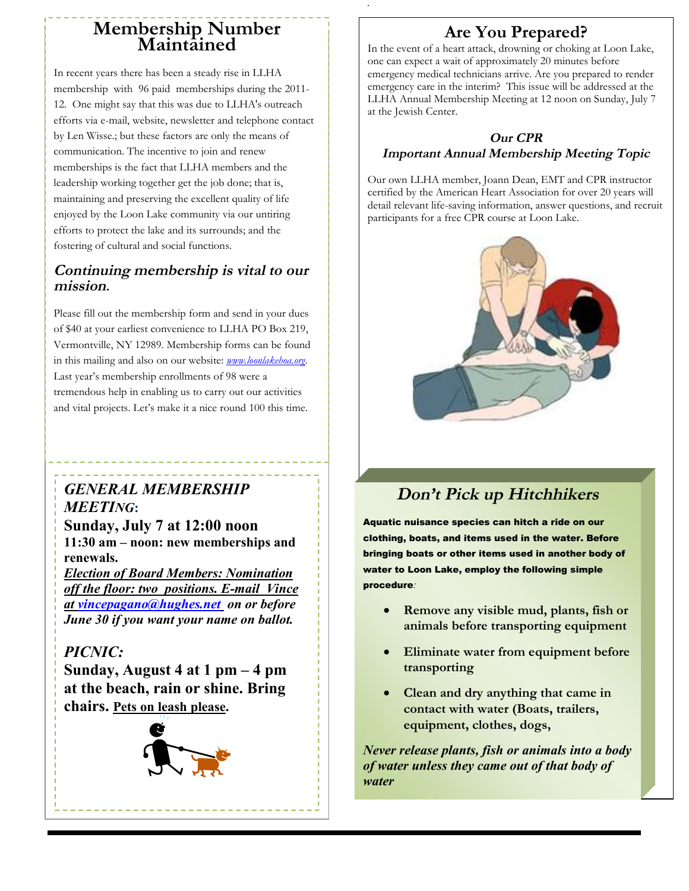# Membership Number Maintained

In recent years there has been a steady rise in LLHA membership with 96 paid memberships during the 2011-12. One might say that this was due to LLHA's outreach efforts via e-mail, website, newsletter and telephone contact by Len Wisse.; but these factors are only the means of communication. The incentive to join and renew memberships is the fact that LLHA members and the leadership working together get the job done; that is, maintaining and preserving the excellent quality of life enjoyed by the Loon Lake community via our untiring efforts to protect the lake and its surrounds; and the fostering of cultural and social functions.

## *Continuing membership is vital to our mission.*

Please fill out the membership form and send in your dues of $40 at your earliest convenience to LLHA PO Box 219, Vermontville, NY 12989. Membership forms can be found in this mailing and also on our website: *www.loonlakehoa.org*. Last year's membership enrollments of 98 were a tremendous help in enabling us to carry out our activities and vital projects. Let's make it a nice round 100 this time.

***GENERAL MEMBERSHIP MEETING:***

**Sunday, July 7 at 12:00 noon**

**11:30 am – noon: new memberships and renewals.**

***Election of Board Members: Nomination off the floor: two positions. E-mail Vince at vincepagano@hughes.net on or before June 30 if you want your name on ballot.***

***PICNIC:***

**Sunday, August 4 at 1 pm – 4 pm at the beach, rain or shine. Bring chairs. Pets on leash please.**

# Are You Prepared?

In the event of a heart attack, drowning or choking at Loon Lake, one can expect a wait of approximately 20 minutes before emergency medical technicians arrive. Are you prepared to render emergency care in the interim? This issue will be addressed at the LLHA Annual Membership Meeting at 12 noon on Sunday, July 7 at the Jewish Center.

### *Our CPR*
### *Important Annual Membership Meeting Topic*

Our own LLHA member, Joann Dean, EMT and CPR instructor certified by the American Heart Association for over 20 years will detail relevant life-saving information, answer questions, and recruit participants for a free CPR course at Loon Lake.

# *Don't Pick up Hitchhikers*

**Aquatic nuisance species can hitch a ride on our clothing, boats, and items used in the water. Before bringing boats or other items used in another body of water to Loon Lake, employ the following simple procedure***:*

- **Remove any visible mud, plants, fish or animals before transporting equipment**
- **Eliminate water from equipment before transporting**
- **Clean and dry anything that came in contact with water (Boats, trailers, equipment, clothes, dogs,**

***Never release plants, fish or animals into a body of water unless they came out of that body of water***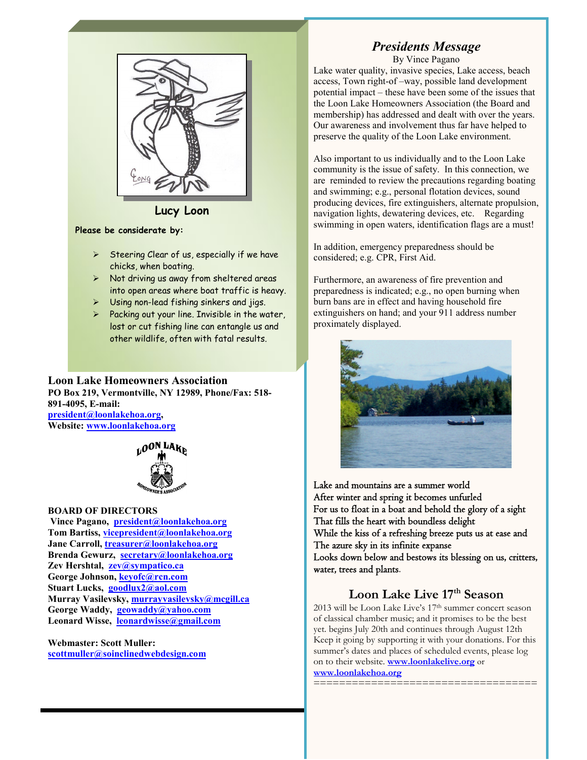**Lucy Loon**

**Please be considerate by:**

- Steering Clear of us, especially if we have chicks, when boating.
- Not driving us away from sheltered areas into open areas where boat traffic is heavy.
- Using non-lead fishing sinkers and jigs.
- Packing out your line. Invisible in the water, lost or cut fishing line can entangle us and other wildlife, often with fatal results.

**Loon Lake Homeowners Association**
**PO Box 219, Vermontville, NY 12989, Phone/Fax: 518-891-4095, E-mail: president@loonlakehoa.org, Website: www.loonlakehoa.org**

**BOARD OF DIRECTORS**
**Vince Pagano, president@loonlakehoa.org**
**Tom Bartiss, vicepresident@loonlakehoa.org**
**Jane Carroll, treasurer@loonlakehoa.org**
**Brenda Gewurz, secretary@loonlakehoa.org**
**Zev Hershtal, zev@sympatico.ca**
**George Johnson, keyofc@rcn.com**
**Stuart Lucks, goodlux2@aol.com**
**Murray Vasilevsky, murrayvasilevsky@mcgill.ca**
**George Waddy, geowaddy@yahoo.com**
**Leonard Wisse, leonardwisse@gmail.com**

**Webmaster: Scott Muller: scottmuller@soinclinedwebdesign.com**

## *Presidents Message*

By Vince Pagano

Lake water quality, invasive species, Lake access, beach access, Town right-of –way, possible land development potential impact – these have been some of the issues that the Loon Lake Homeowners Association (the Board and membership) has addressed and dealt with over the years. Our awareness and involvement thus far have helped to preserve the quality of the Loon Lake environment.

Also important to us individually and to the Loon Lake community is the issue of safety. In this connection, we are reminded to review the precautions regarding boating and swimming; e.g., personal flotation devices, sound producing devices, fire extinguishers, alternate propulsion, navigation lights, dewatering devices, etc. Regarding swimming in open waters, identification flags are a must!

In addition, emergency preparedness should be considered; e.g. CPR, First Aid.

Furthermore, an awareness of fire prevention and preparedness is indicated; e.g., no open burning when burn bans are in effect and having household fire extinguishers on hand; and your 911 address number proximately displayed.

Lake and mountains are a summer world
After winter and spring it becomes unfurled
For us to float in a boat and behold the glory of a sight
That fills the heart with boundless delight
While the kiss of a refreshing breeze puts us at ease and
The azure sky in its infinite expanse
Looks down below and bestows its blessing on us, critters, water, trees and plants.

## Loon Lake Live 17th Season

2013 will be Loon Lake Live's 17th summer concert season of classical chamber music; and it promises to be the best yet. begins July 20th and continues through August 12th Keep it going by supporting it with your donations. For this summer's dates and places of scheduled events, please log on to their website. **www.loonlakelive.org** or **www.loonlakehoa.org**

===================================